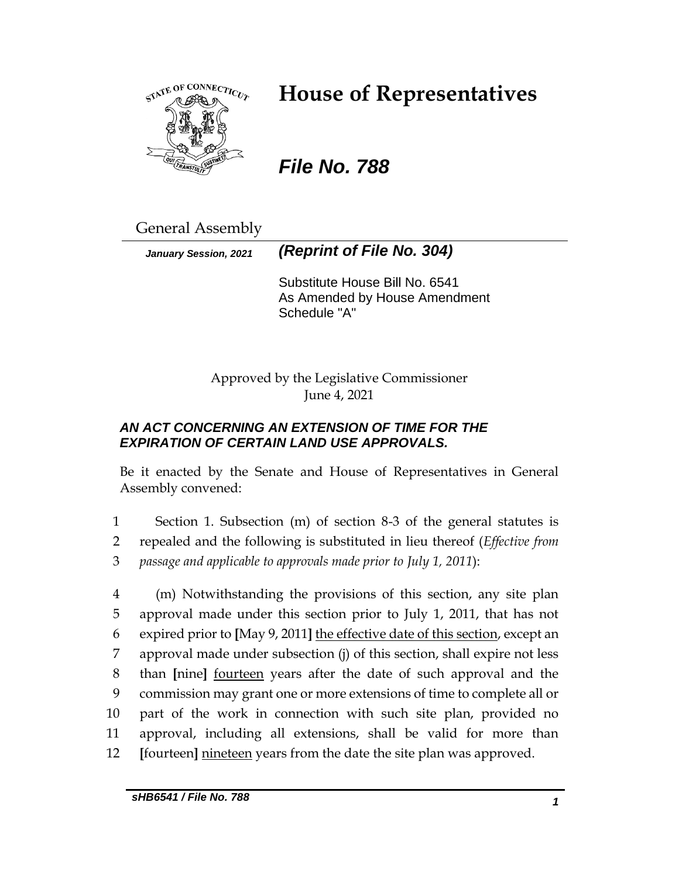# House of Representatives

## *File No. 788*

General Assembly

***January Session, 2021*** ***(Reprint of File No. 304)***

Substitute House Bill No. 6541
As Amended by House Amendment Schedule "A"

Approved by the Legislative Commissioner
June 4, 2021

***AN ACT CONCERNING AN EXTENSION OF TIME FOR THE EXPIRATION OF CERTAIN LAND USE APPROVALS.***

Be it enacted by the Senate and House of Representatives in General Assembly convened:

1 Section 1. Subsection (m) of section 8-3 of the general statutes is
2 repealed and the following is substituted in lieu thereof (*Effective from*
3 *passage and applicable to approvals made prior to July 1, 2011*):

4 (m) Notwithstanding the provisions of this section, any site plan
5 approval made under this section prior to July 1, 2011, that has not
6 expired prior to **[**May 9, 2011**]** <u>the effective date of this section</u>, except an
7 approval made under subsection (j) of this section, shall expire not less
8 than **[**nine**]** <u>fourteen</u> years after the date of such approval and the
9 commission may grant one or more extensions of time to complete all or
10 part of the work in connection with such site plan, provided no
11 approval, including all extensions, shall be valid for more than
12 **[**fourteen**]** <u>nineteen</u> years from the date the site plan was approved.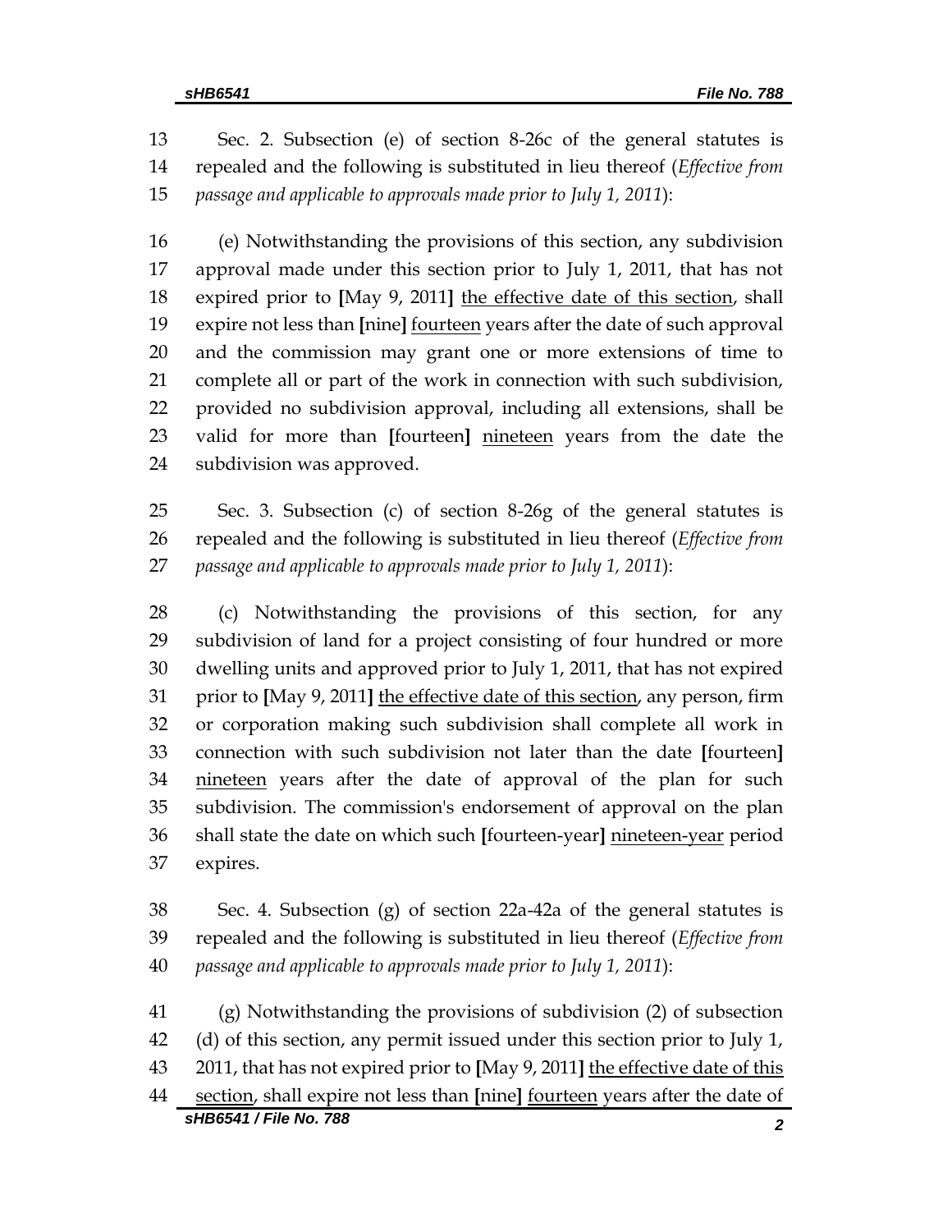13 Sec. 2. Subsection (e) of section 8-26c of the general statutes is
14 repealed and the following is substituted in lieu thereof (*Effective from*
15 *passage and applicable to approvals made prior to July 1, 2011*):

16 (e) Notwithstanding the provisions of this section, any subdivision
17 approval made under this section prior to July 1, 2011, that has not
18 expired prior to **[**May 9, 2011**]** <u>the effective date of this section</u>, shall
19 expire not less than **[**nine**]** <u>fourteen</u> years after the date of such approval
20 and the commission may grant one or more extensions of time to
21 complete all or part of the work in connection with such subdivision,
22 provided no subdivision approval, including all extensions, shall be
23 valid for more than **[**fourteen**]** <u>nineteen</u> years from the date the
24 subdivision was approved.

25 Sec. 3. Subsection (c) of section 8-26g of the general statutes is
26 repealed and the following is substituted in lieu thereof (*Effective from*
27 *passage and applicable to approvals made prior to July 1, 2011*):

28 (c) Notwithstanding the provisions of this section, for any
29 subdivision of land for a project consisting of four hundred or more
30 dwelling units and approved prior to July 1, 2011, that has not expired
31 prior to **[**May 9, 2011**]** <u>the effective date of this section</u>, any person, firm
32 or corporation making such subdivision shall complete all work in
33 connection with such subdivision not later than the date **[**fourteen**]**
34 <u>nineteen</u> years after the date of approval of the plan for such
35 subdivision. The commission's endorsement of approval on the plan
36 shall state the date on which such **[**fourteen-year**]** <u>nineteen-year</u> period
37 expires.

38 Sec. 4. Subsection (g) of section 22a-42a of the general statutes is
39 repealed and the following is substituted in lieu thereof (*Effective from*
40 *passage and applicable to approvals made prior to July 1, 2011*):

41 (g) Notwithstanding the provisions of subdivision (2) of subsection
42 (d) of this section, any permit issued under this section prior to July 1,
43 2011, that has not expired prior to **[**May 9, 2011**]** <u>the effective date of this</u>
44 <u>section</u>, shall expire not less than **[**nine**]** <u>fourteen</u> years after the date of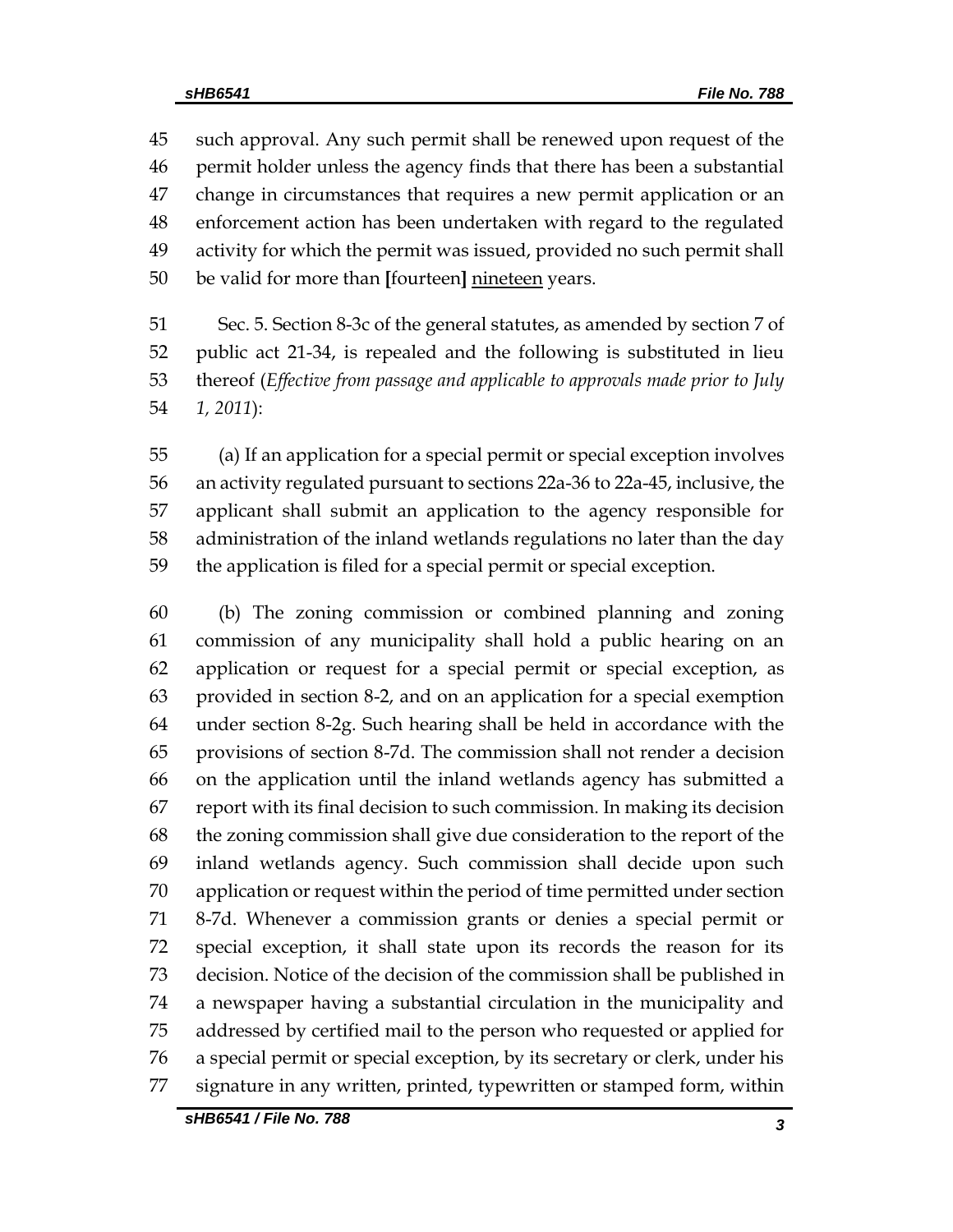such approval. Any such permit shall be renewed upon request of the permit holder unless the agency finds that there has been a substantial change in circumstances that requires a new permit application or an enforcement action has been undertaken with regard to the regulated activity for which the permit was issued, provided no such permit shall be valid for more than **[**fourteen**]** nineteen years.

Sec. 5. Section 8-3c of the general statutes, as amended by section 7 of public act 21-34, is repealed and the following is substituted in lieu thereof (*Effective from passage and applicable to approvals made prior to July 1, 2011*):

(a) If an application for a special permit or special exception involves an activity regulated pursuant to sections 22a-36 to 22a-45, inclusive, the applicant shall submit an application to the agency responsible for administration of the inland wetlands regulations no later than the day the application is filed for a special permit or special exception.

(b) The zoning commission or combined planning and zoning commission of any municipality shall hold a public hearing on an application or request for a special permit or special exception, as provided in section 8-2, and on an application for a special exemption under section 8-2g. Such hearing shall be held in accordance with the provisions of section 8-7d. The commission shall not render a decision on the application until the inland wetlands agency has submitted a report with its final decision to such commission. In making its decision the zoning commission shall give due consideration to the report of the inland wetlands agency. Such commission shall decide upon such application or request within the period of time permitted under section 8-7d. Whenever a commission grants or denies a special permit or special exception, it shall state upon its records the reason for its decision. Notice of the decision of the commission shall be published in a newspaper having a substantial circulation in the municipality and addressed by certified mail to the person who requested or applied for a special permit or special exception, by its secretary or clerk, under his signature in any written, printed, typewritten or stamped form, within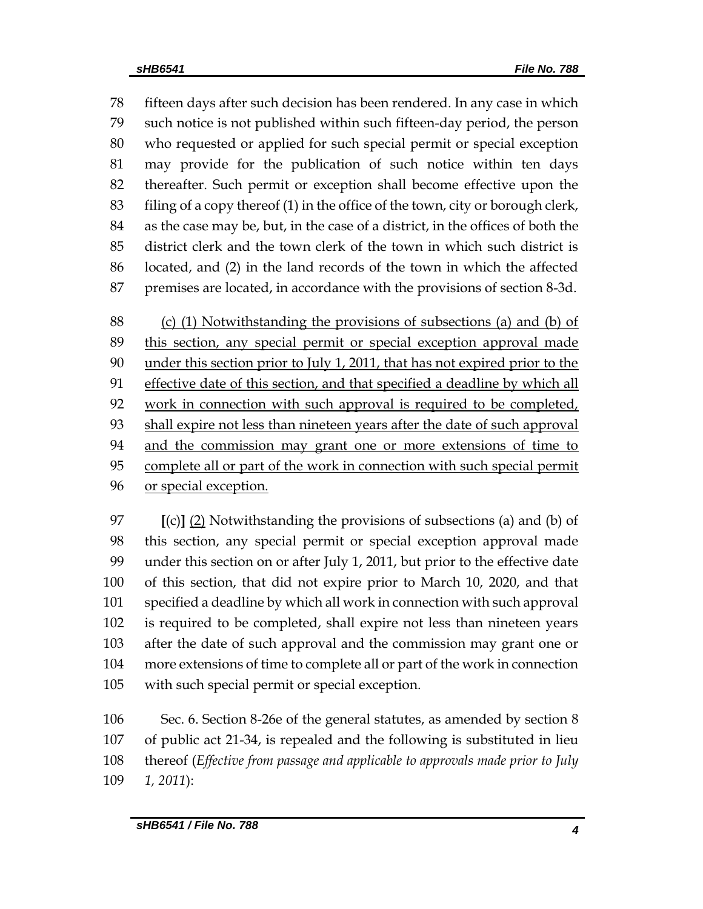fifteen days after such decision has been rendered. In any case in which such notice is not published within such fifteen-day period, the person who requested or applied for such special permit or special exception may provide for the publication of such notice within ten days thereafter. Such permit or exception shall become effective upon the filing of a copy thereof (1) in the office of the town, city or borough clerk, as the case may be, but, in the case of a district, in the offices of both the district clerk and the town clerk of the town in which such district is located, and (2) in the land records of the town in which the affected premises are located, in accordance with the provisions of section 8-3d.

<u>(c) (1) Notwithstanding the provisions of subsections (a) and (b) of this section, any special permit or special exception approval made under this section prior to July 1, 2011, that has not expired prior to the effective date of this section, and that specified a deadline by which all work in connection with such approval is required to be completed, shall expire not less than nineteen years after the date of such approval and the commission may grant one or more extensions of time to complete all or part of the work in connection with such special permit or special exception.</u>

**[**(c)**]** <u>(2)</u> Notwithstanding the provisions of subsections (a) and (b) of this section, any special permit or special exception approval made under this section on or after July 1, 2011, but prior to the effective date of this section, that did not expire prior to March 10, 2020, and that specified a deadline by which all work in connection with such approval is required to be completed, shall expire not less than nineteen years after the date of such approval and the commission may grant one or more extensions of time to complete all or part of the work in connection with such special permit or special exception.

Sec. 6. Section 8-26e of the general statutes, as amended by section 8 of public act 21-34, is repealed and the following is substituted in lieu thereof (*Effective from passage and applicable to approvals made prior to July 1, 2011*):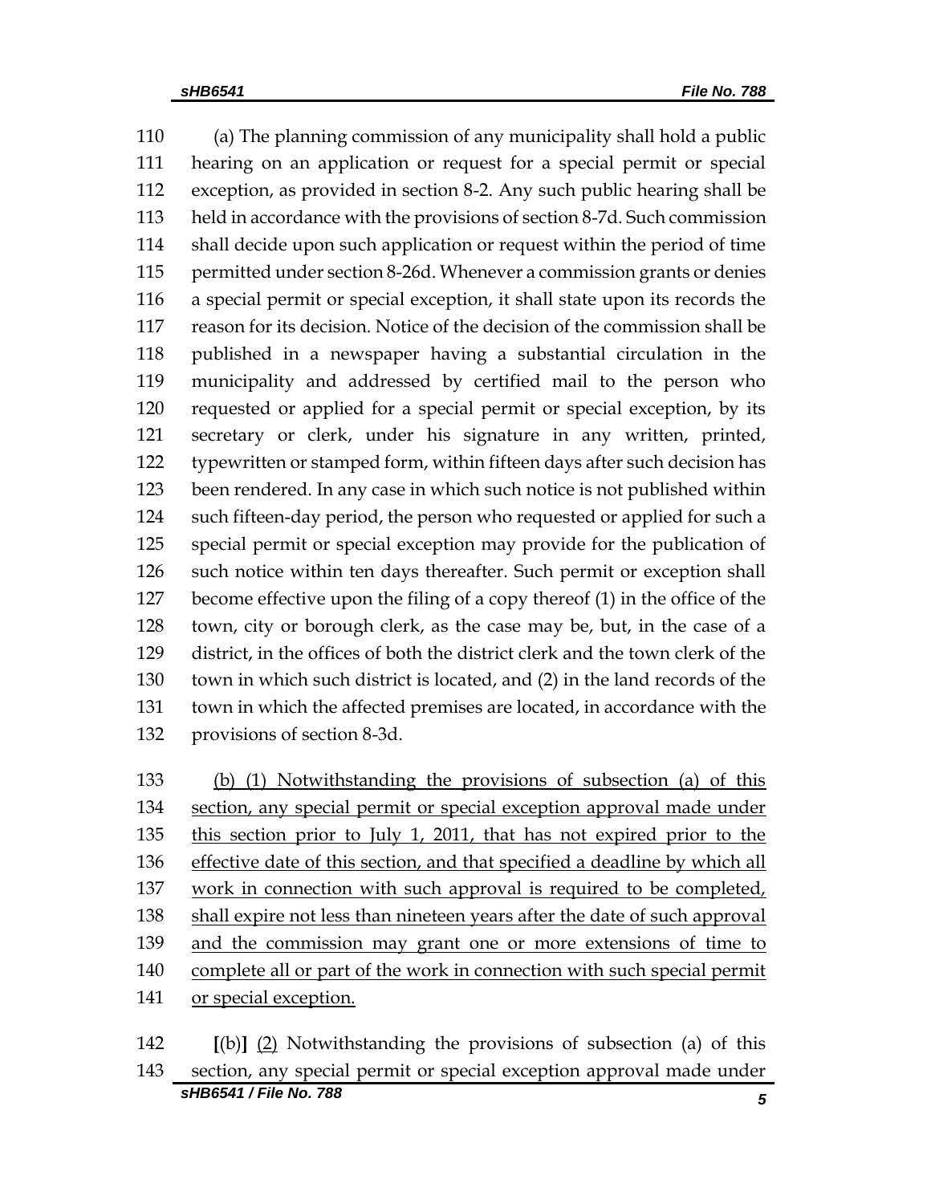(a) The planning commission of any municipality shall hold a public hearing on an application or request for a special permit or special exception, as provided in section 8-2. Any such public hearing shall be held in accordance with the provisions of section 8-7d. Such commission shall decide upon such application or request within the period of time permitted under section 8-26d. Whenever a commission grants or denies a special permit or special exception, it shall state upon its records the reason for its decision. Notice of the decision of the commission shall be published in a newspaper having a substantial circulation in the municipality and addressed by certified mail to the person who requested or applied for a special permit or special exception, by its secretary or clerk, under his signature in any written, printed, typewritten or stamped form, within fifteen days after such decision has been rendered. In any case in which such notice is not published within such fifteen-day period, the person who requested or applied for such a special permit or special exception may provide for the publication of such notice within ten days thereafter. Such permit or exception shall become effective upon the filing of a copy thereof (1) in the office of the town, city or borough clerk, as the case may be, but, in the case of a district, in the offices of both the district clerk and the town clerk of the town in which such district is located, and (2) in the land records of the town in which the affected premises are located, in accordance with the provisions of section 8-3d.

(b) (1) Notwithstanding the provisions of subsection (a) of this section, any special permit or special exception approval made under this section prior to July 1, 2011, that has not expired prior to the effective date of this section, and that specified a deadline by which all work in connection with such approval is required to be completed, shall expire not less than nineteen years after the date of such approval and the commission may grant one or more extensions of time to complete all or part of the work in connection with such special permit or special exception.

[(b)] (2) Notwithstanding the provisions of subsection (a) of this section, any special permit or special exception approval made under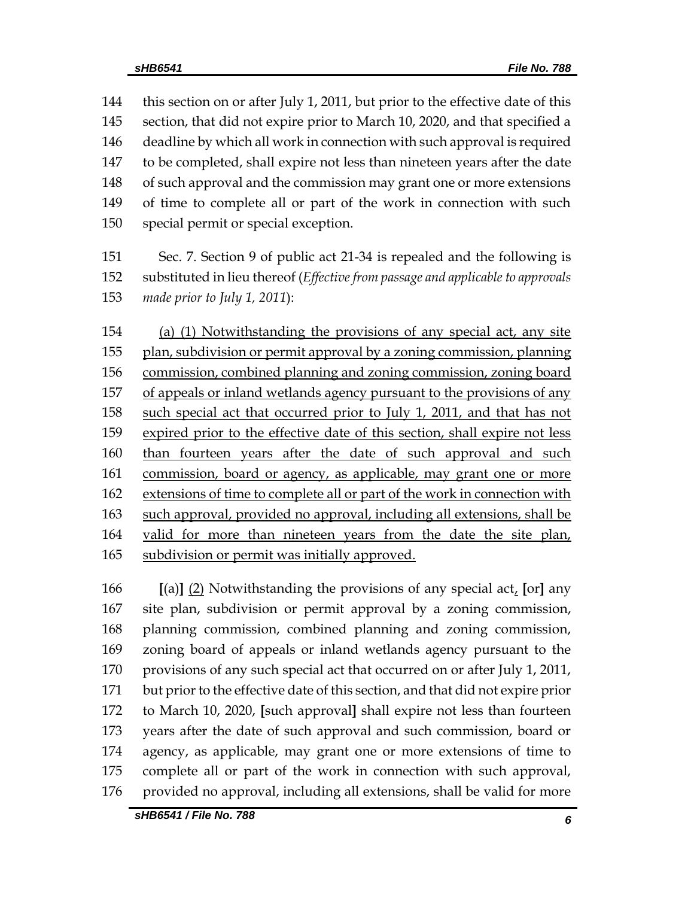144 this section on or after July 1, 2011, but prior to the effective date of this
145 section, that did not expire prior to March 10, 2020, and that specified a
146 deadline by which all work in connection with such approval is required
147 to be completed, shall expire not less than nineteen years after the date
148 of such approval and the commission may grant one or more extensions
149 of time to complete all or part of the work in connection with such
150 special permit or special exception.

151 Sec. 7. Section 9 of public act 21-34 is repealed and the following is
152 substituted in lieu thereof (*Effective from passage and applicable to approvals*
153 *made prior to July 1, 2011*):

154 <u>(a) (1) Notwithstanding the provisions of any special act, any site</u>
155 <u>plan, subdivision or permit approval by a zoning commission, planning</u>
156 <u>commission, combined planning and zoning commission, zoning board</u>
157 <u>of appeals or inland wetlands agency pursuant to the provisions of any</u>
158 <u>such special act that occurred prior to July 1, 2011, and that has not</u>
159 <u>expired prior to the effective date of this section, shall expire not less</u>
160 <u>than fourteen years after the date of such approval and such</u>
161 <u>commission, board or agency, as applicable, may grant one or more</u>
162 <u>extensions of time to complete all or part of the work in connection with</u>
163 <u>such approval, provided no approval, including all extensions, shall be</u>
164 <u>valid for more than nineteen years from the date the site plan,</u>
165 <u>subdivision or permit was initially approved.</u>

166 **[**(a)**]** <u>(2)</u> Notwithstanding the provisions of any special act<u>,</u> **[**or**]** any
167 site plan, subdivision or permit approval by a zoning commission,
168 planning commission, combined planning and zoning commission,
169 zoning board of appeals or inland wetlands agency pursuant to the
170 provisions of any such special act that occurred on or after July 1, 2011,
171 but prior to the effective date of this section, and that did not expire prior
172 to March 10, 2020, **[**such approval**]** shall expire not less than fourteen
173 years after the date of such approval and such commission, board or
174 agency, as applicable, may grant one or more extensions of time to
175 complete all or part of the work in connection with such approval,
176 provided no approval, including all extensions, shall be valid for more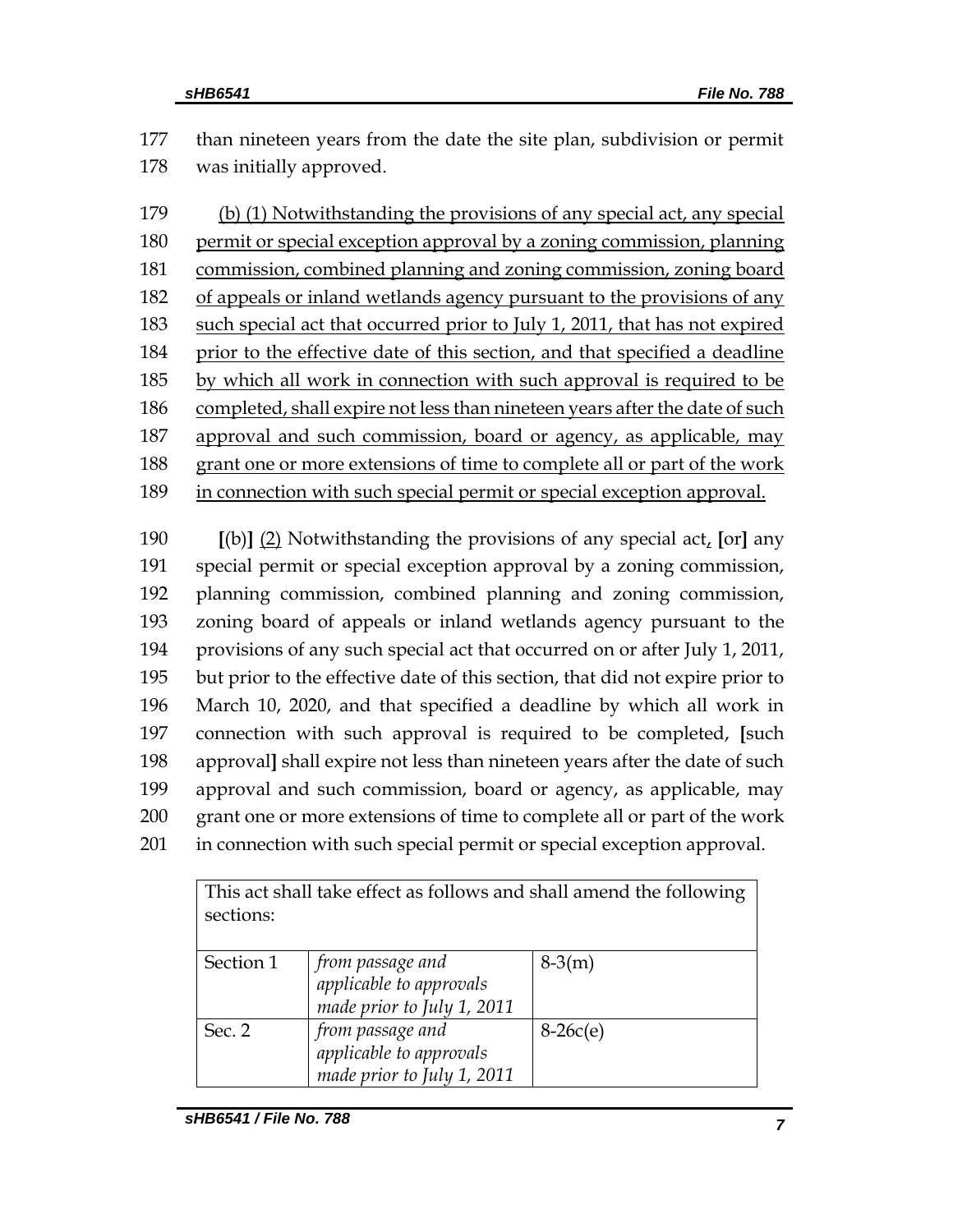177 than nineteen years from the date the site plan, subdivision or permit
178 was initially approved.

179 <u>(b) (1) Notwithstanding the provisions of any special act, any special</u>
180 <u>permit or special exception approval by a zoning commission, planning</u>
181 <u>commission, combined planning and zoning commission, zoning board</u>
182 <u>of appeals or inland wetlands agency pursuant to the provisions of any</u>
183 <u>such special act that occurred prior to July 1, 2011, that has not expired</u>
184 <u>prior to the effective date of this section, and that specified a deadline</u>
185 <u>by which all work in connection with such approval is required to be</u>
186 <u>completed, shall expire not less than nineteen years after the date of such</u>
187 <u>approval and such commission, board or agency, as applicable, may</u>
188 <u>grant one or more extensions of time to complete all or part of the work</u>
189 <u>in connection with such special permit or special exception approval.</u>

190 **[**(b)**]** <u>(2)</u> Notwithstanding the provisions of any special act<u>,</u> **[**or**]** any
191 special permit or special exception approval by a zoning commission,
192 planning commission, combined planning and zoning commission,
193 zoning board of appeals or inland wetlands agency pursuant to the
194 provisions of any such special act that occurred on or after July 1, 2011,
195 but prior to the effective date of this section, that did not expire prior to
196 March 10, 2020, and that specified a deadline by which all work in
197 connection with such approval is required to be completed, **[**such
198 approval**]** shall expire not less than nineteen years after the date of such
199 approval and such commission, board or agency, as applicable, may
200 grant one or more extensions of time to complete all or part of the work
201 in connection with such special permit or special exception approval.

| This act shall take effect as follows and shall amend the following sections: | | |
|---|---|---|
| Section 1 | *from passage and applicable to approvals made prior to July 1, 2011* | 8-3(m) |
| Sec. 2 | *from passage and applicable to approvals made prior to July 1, 2011* | 8-26c(e) |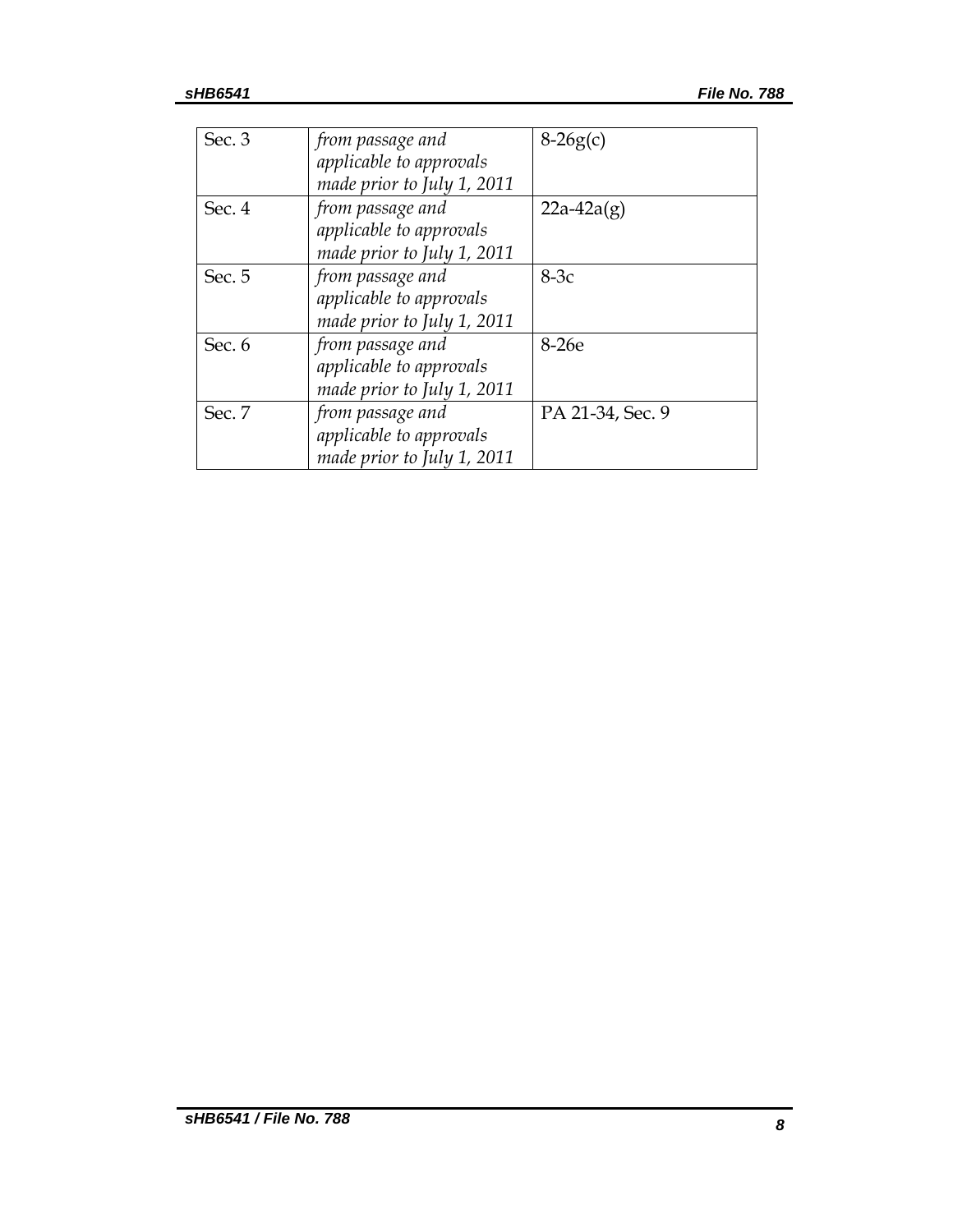| | | |
|---|---|---|
| Sec. 3 | *from passage and applicable to approvals made prior to July 1, 2011* | 8-26g(c) |
| Sec. 4 | *from passage and applicable to approvals made prior to July 1, 2011* | 22a-42a(g) |
| Sec. 5 | *from passage and applicable to approvals made prior to July 1, 2011* | 8-3c |
| Sec. 6 | *from passage and applicable to approvals made prior to July 1, 2011* | 8-26e |
| Sec. 7 | *from passage and applicable to approvals made prior to July 1, 2011* | PA 21-34, Sec. 9 |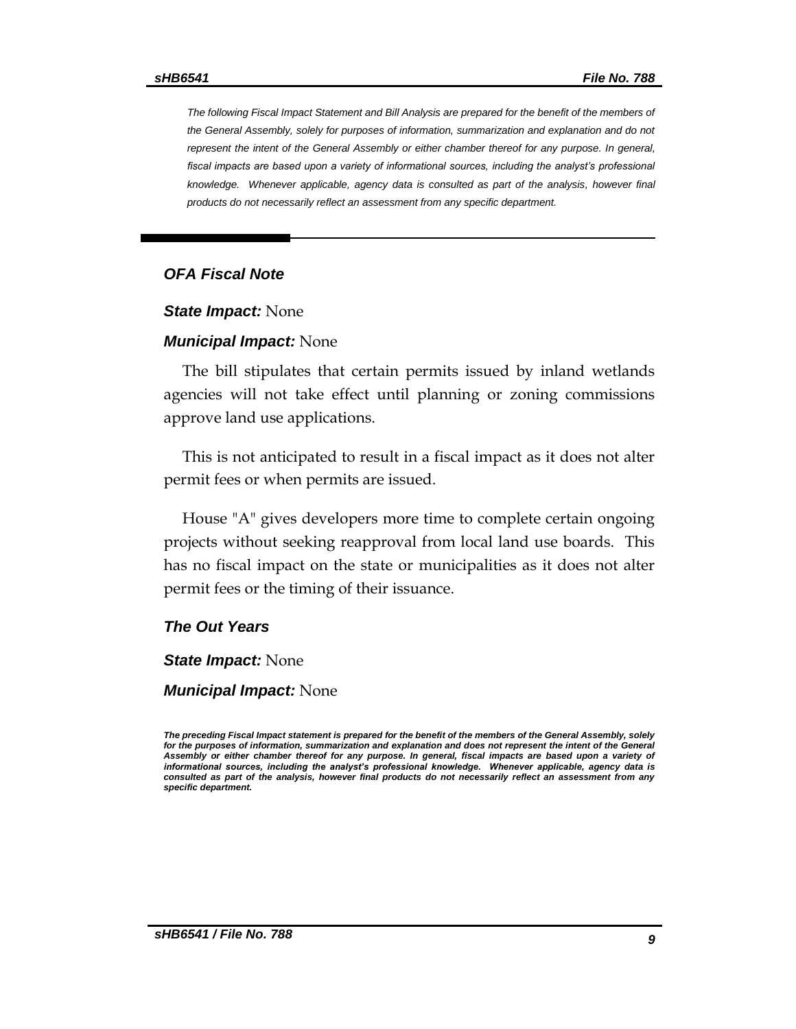*The following Fiscal Impact Statement and Bill Analysis are prepared for the benefit of the members of the General Assembly, solely for purposes of information, summarization and explanation and do not represent the intent of the General Assembly or either chamber thereof for any purpose. In general, fiscal impacts are based upon a variety of informational sources, including the analyst's professional knowledge. Whenever applicable, agency data is consulted as part of the analysis, however final products do not necessarily reflect an assessment from any specific department.*

## *OFA Fiscal Note*

***State Impact:*** None

***Municipal Impact:*** None

The bill stipulates that certain permits issued by inland wetlands agencies will not take effect until planning or zoning commissions approve land use applications.

This is not anticipated to result in a fiscal impact as it does not alter permit fees or when permits are issued.

House "A" gives developers more time to complete certain ongoing projects without seeking reapproval from local land use boards. This has no fiscal impact on the state or municipalities as it does not alter permit fees or the timing of their issuance.

## *The Out Years*

***State Impact:*** None

***Municipal Impact:*** None

***The preceding Fiscal Impact statement is prepared for the benefit of the members of the General Assembly, solely for the purposes of information, summarization and explanation and does not represent the intent of the General Assembly or either chamber thereof for any purpose. In general, fiscal impacts are based upon a variety of informational sources, including the analyst's professional knowledge. Whenever applicable, agency data is consulted as part of the analysis, however final products do not necessarily reflect an assessment from any specific department.***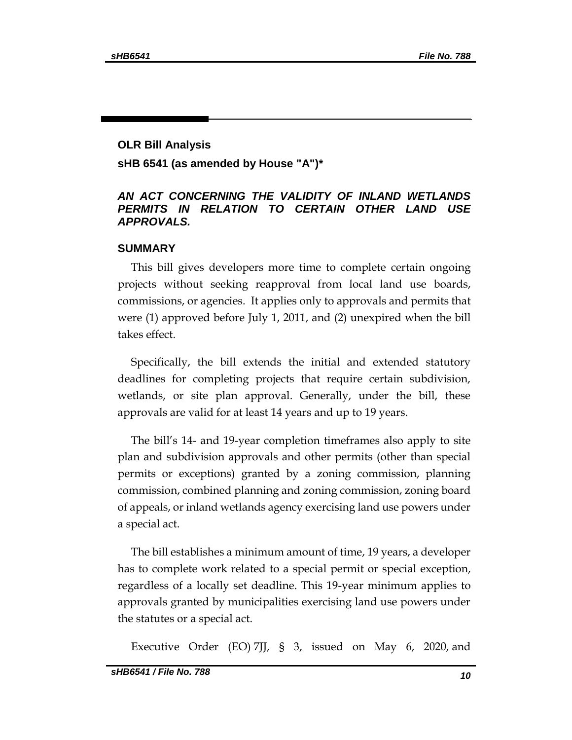**OLR Bill Analysis**

**sHB 6541 (as amended by House "A")***

***AN ACT CONCERNING THE VALIDITY OF INLAND WETLANDS PERMITS IN RELATION TO CERTAIN OTHER LAND USE APPROVALS.***

## SUMMARY

This bill gives developers more time to complete certain ongoing projects without seeking reapproval from local land use boards, commissions, or agencies. It applies only to approvals and permits that were (1) approved before July 1, 2011, and (2) unexpired when the bill takes effect.

Specifically, the bill extends the initial and extended statutory deadlines for completing projects that require certain subdivision, wetlands, or site plan approval. Generally, under the bill, these approvals are valid for at least 14 years and up to 19 years.

The bill's 14- and 19-year completion timeframes also apply to site plan and subdivision approvals and other permits (other than special permits or exceptions) granted by a zoning commission, planning commission, combined planning and zoning commission, zoning board of appeals, or inland wetlands agency exercising land use powers under a special act.

The bill establishes a minimum amount of time, 19 years, a developer has to complete work related to a special permit or special exception, regardless of a locally set deadline. This 19-year minimum applies to approvals granted by municipalities exercising land use powers under the statutes or a special act.

Executive Order (EO) 7JJ, § 3, issued on May 6, 2020, and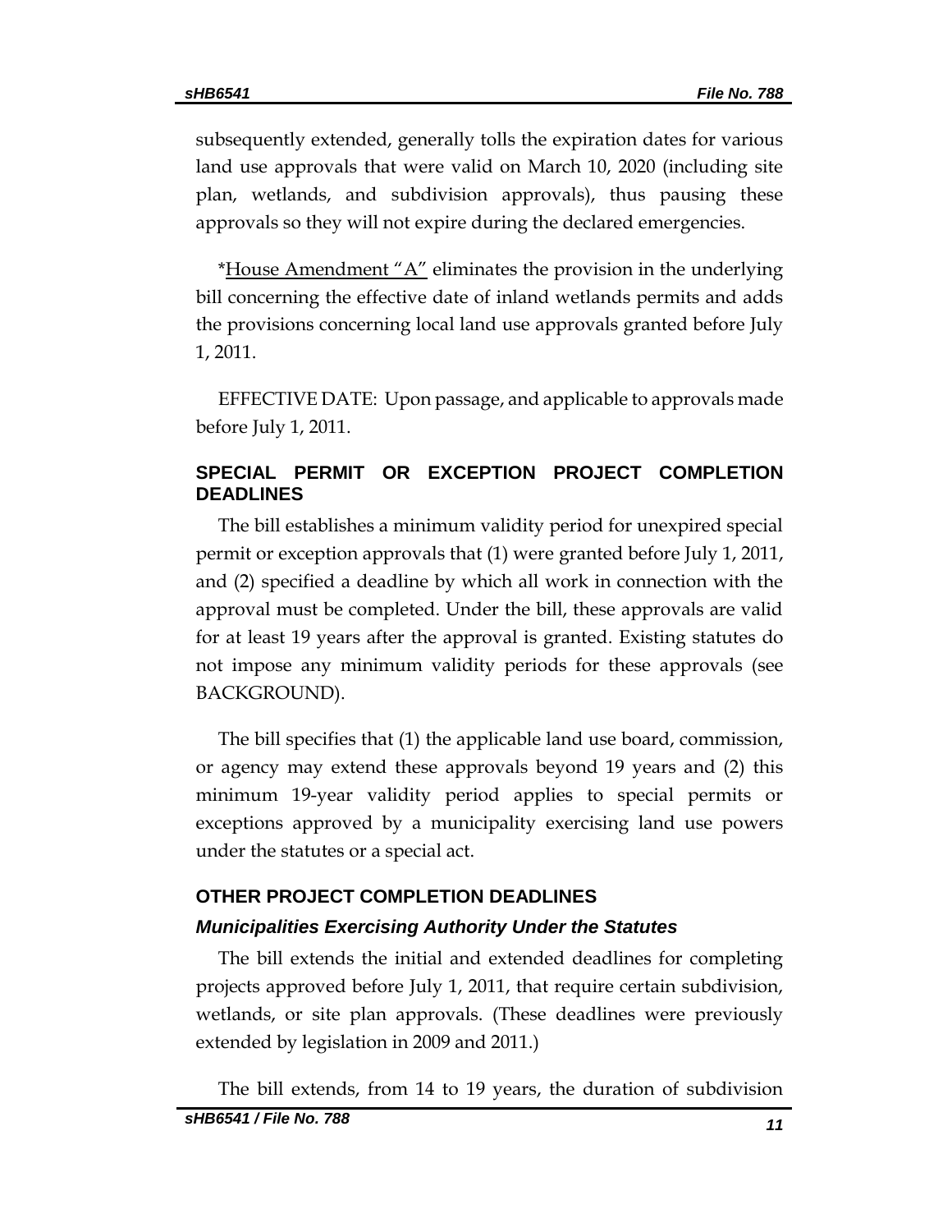subsequently extended, generally tolls the expiration dates for various land use approvals that were valid on March 10, 2020 (including site plan, wetlands, and subdivision approvals), thus pausing these approvals so they will not expire during the declared emergencies.

*House Amendment "A" eliminates the provision in the underlying bill concerning the effective date of inland wetlands permits and adds the provisions concerning local land use approvals granted before July 1, 2011.

EFFECTIVE DATE: Upon passage, and applicable to approvals made before July 1, 2011.

## SPECIAL PERMIT OR EXCEPTION PROJECT COMPLETION DEADLINES

The bill establishes a minimum validity period for unexpired special permit or exception approvals that (1) were granted before July 1, 2011, and (2) specified a deadline by which all work in connection with the approval must be completed. Under the bill, these approvals are valid for at least 19 years after the approval is granted. Existing statutes do not impose any minimum validity periods for these approvals (see BACKGROUND).

The bill specifies that (1) the applicable land use board, commission, or agency may extend these approvals beyond 19 years and (2) this minimum 19-year validity period applies to special permits or exceptions approved by a municipality exercising land use powers under the statutes or a special act.

## OTHER PROJECT COMPLETION DEADLINES

### *Municipalities Exercising Authority Under the Statutes*

The bill extends the initial and extended deadlines for completing projects approved before July 1, 2011, that require certain subdivision, wetlands, or site plan approvals. (These deadlines were previously extended by legislation in 2009 and 2011.)

The bill extends, from 14 to 19 years, the duration of subdivision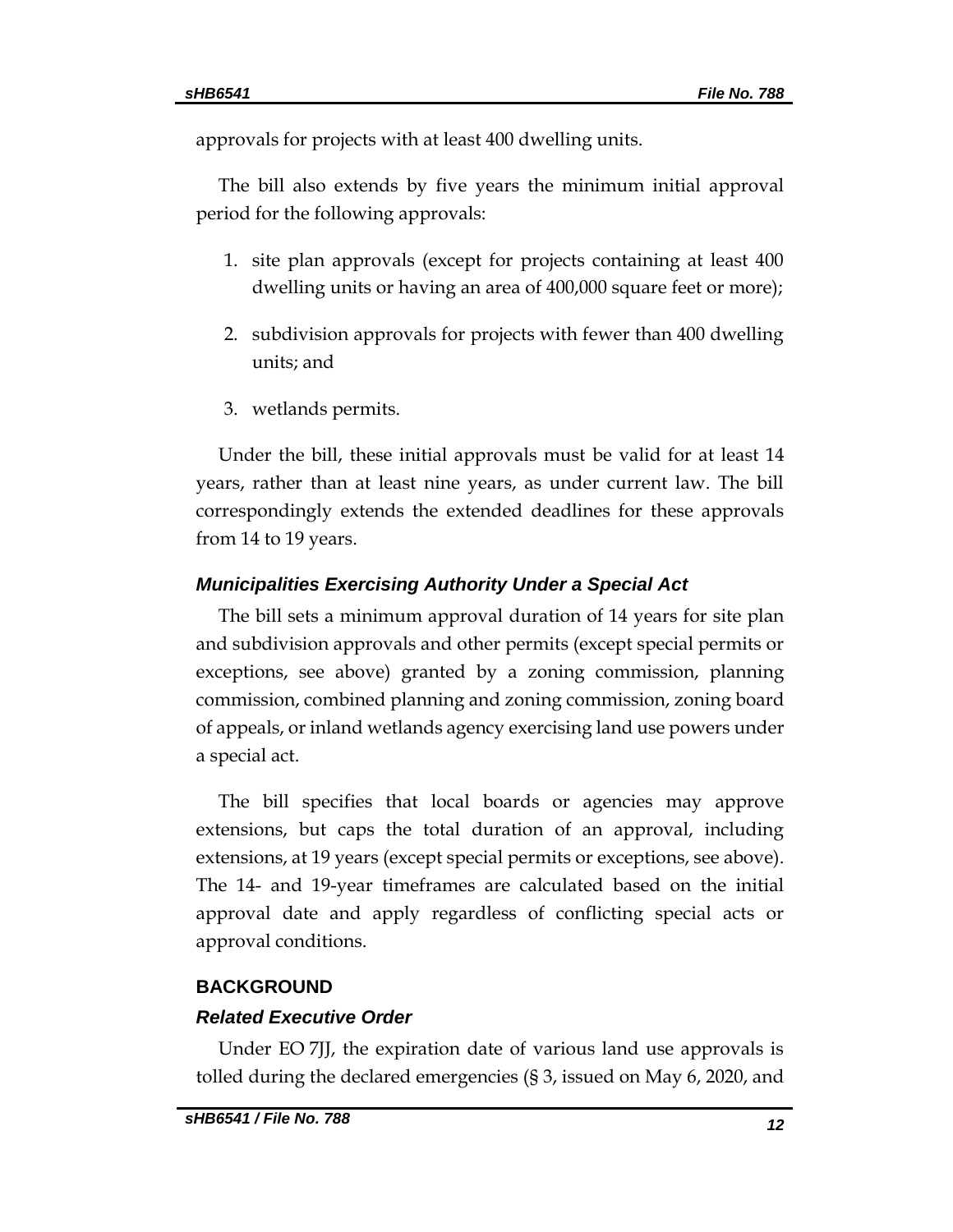approvals for projects with at least 400 dwelling units.

The bill also extends by five years the minimum initial approval period for the following approvals:

1. site plan approvals (except for projects containing at least 400 dwelling units or having an area of 400,000 square feet or more);
2. subdivision approvals for projects with fewer than 400 dwelling units; and
3. wetlands permits.

Under the bill, these initial approvals must be valid for at least 14 years, rather than at least nine years, as under current law. The bill correspondingly extends the extended deadlines for these approvals from 14 to 19 years.

### *Municipalities Exercising Authority Under a Special Act*

The bill sets a minimum approval duration of 14 years for site plan and subdivision approvals and other permits (except special permits or exceptions, see above) granted by a zoning commission, planning commission, combined planning and zoning commission, zoning board of appeals, or inland wetlands agency exercising land use powers under a special act.

The bill specifies that local boards or agencies may approve extensions, but caps the total duration of an approval, including extensions, at 19 years (except special permits or exceptions, see above). The 14- and 19-year timeframes are calculated based on the initial approval date and apply regardless of conflicting special acts or approval conditions.

## BACKGROUND

### *Related Executive Order*

Under EO 7JJ, the expiration date of various land use approvals is tolled during the declared emergencies (§ 3, issued on May 6, 2020, and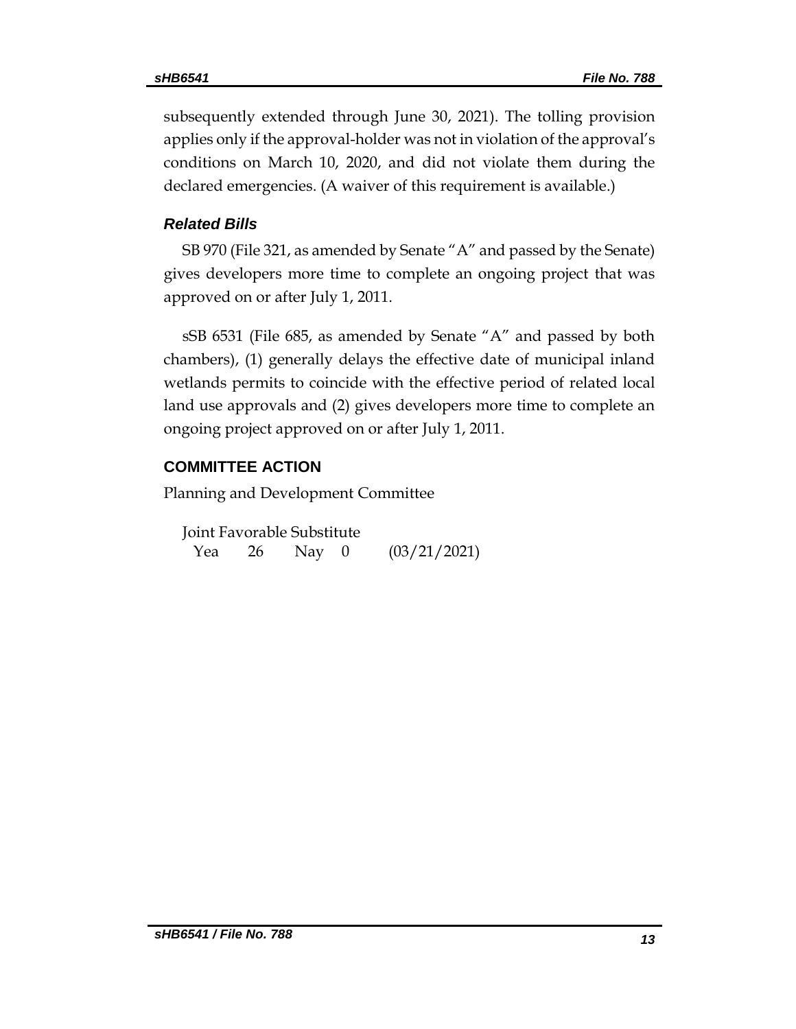subsequently extended through June 30, 2021). The tolling provision applies only if the approval-holder was not in violation of the approval's conditions on March 10, 2020, and did not violate them during the declared emergencies. (A waiver of this requirement is available.)

### *Related Bills*

SB 970 (File 321, as amended by Senate "A" and passed by the Senate) gives developers more time to complete an ongoing project that was approved on or after July 1, 2011.

sSB 6531 (File 685, as amended by Senate "A" and passed by both chambers), (1) generally delays the effective date of municipal inland wetlands permits to coincide with the effective period of related local land use approvals and (2) gives developers more time to complete an ongoing project approved on or after July 1, 2011.

## COMMITTEE ACTION

Planning and Development Committee

| | | | | |
|---|---|---|---|---|
| Joint Favorable Substitute | | | | |
| Yea | 26 | Nay | 0 | (03/21/2021) |